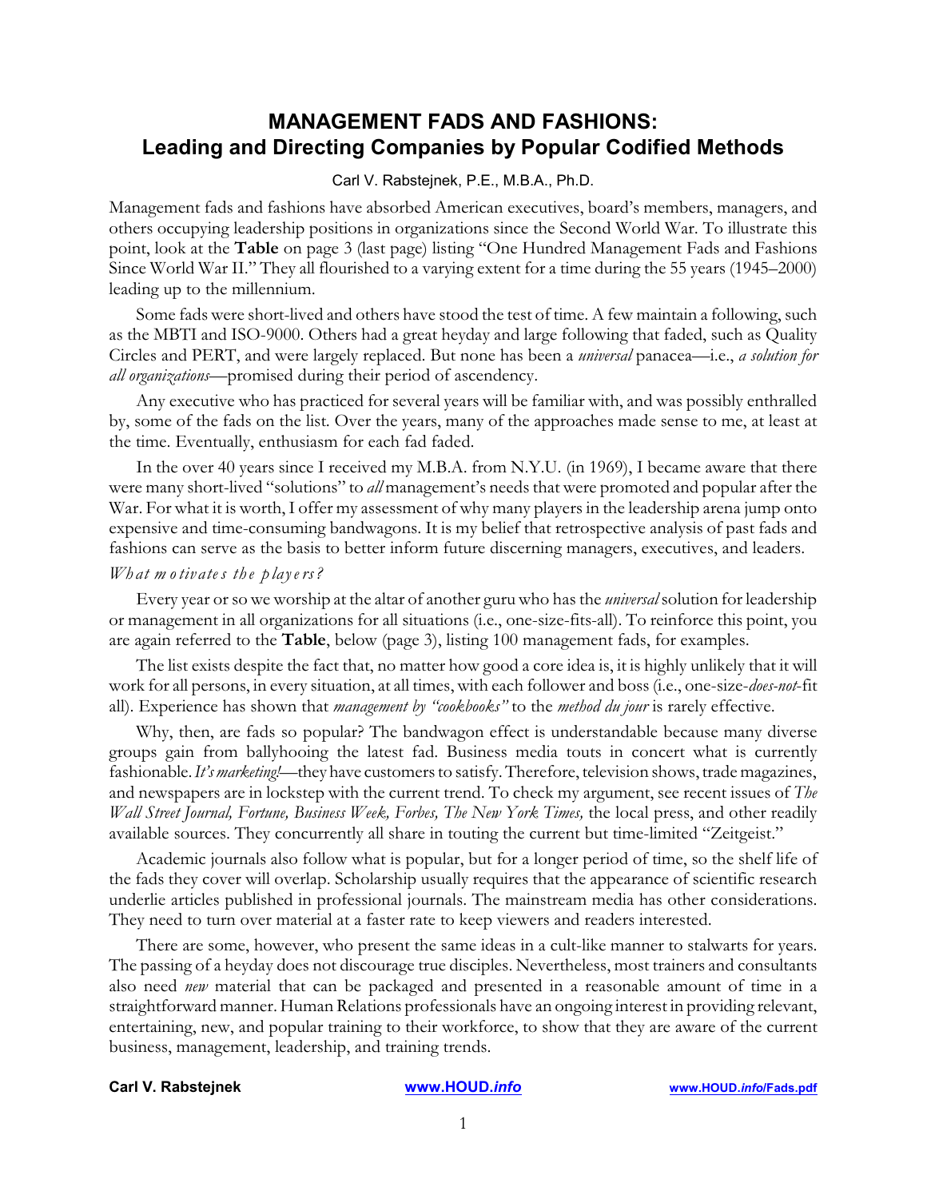# MANAGEMENT FADS AND FASHIONS:
## Leading and Directing Companies by Popular Codified Methods

Carl V. Rabstejnek, P.E., M.B.A., Ph.D.

Management fads and fashions have absorbed American executives, board's members, managers, and others occupying leadership positions in organizations since the Second World War. To illustrate this point, look at the **Table** on page 3 (last page) listing "One Hundred Management Fads and Fashions Since World War II." They all flourished to a varying extent for a time during the 55 years (1945–2000) leading up to the millennium.

Some fads were short-lived and others have stood the test of time. A few maintain a following, such as the MBTI and ISO-9000. Others had a great heyday and large following that faded, such as Quality Circles and PERT, and were largely replaced. But none has been a *universal* panacea—i.e., *a solution for all organizations*—promised during their period of ascendency.

Any executive who has practiced for several years will be familiar with, and was possibly enthralled by, some of the fads on the list. Over the years, many of the approaches made sense to me, at least at the time. Eventually, enthusiasm for each fad faded.

In the over 40 years since I received my M.B.A. from N.Y.U. (in 1969), I became aware that there were many short-lived "solutions" to *all* management's needs that were promoted and popular after the War. For what it is worth, I offer my assessment of why many players in the leadership arena jump onto expensive and time-consuming bandwagons. It is my belief that retrospective analysis of past fads and fashions can serve as the basis to better inform future discerning managers, executives, and leaders.

*What motivates the players?*

Every year or so we worship at the altar of another guru who has the *universal* solution for leadership or management in all organizations for all situations (i.e., one-size-fits-all). To reinforce this point, you are again referred to the **Table**, below (page 3), listing 100 management fads, for examples.

The list exists despite the fact that, no matter how good a core idea is, it is highly unlikely that it will work for all persons, in every situation, at all times, with each follower and boss (i.e., one-size-*does-not*-fit all). Experience has shown that *management by "cookbooks"* to the *method du jour* is rarely effective.

Why, then, are fads so popular? The bandwagon effect is understandable because many diverse groups gain from ballyhooing the latest fad. Business media touts in concert what is currently fashionable. *It's marketing!*—they have customers to satisfy. Therefore, television shows, trade magazines, and newspapers are in lockstep with the current trend. To check my argument, see recent issues of *The Wall Street Journal, Fortune, Business Week, Forbes, The New York Times,* the local press, and other readily available sources. They concurrently all share in touting the current but time-limited "Zeitgeist."

Academic journals also follow what is popular, but for a longer period of time, so the shelf life of the fads they cover will overlap. Scholarship usually requires that the appearance of scientific research underlie articles published in professional journals. The mainstream media has other considerations. They need to turn over material at a faster rate to keep viewers and readers interested.

There are some, however, who present the same ideas in a cult-like manner to stalwarts for years. The passing of a heyday does not discourage true disciples. Nevertheless, most trainers and consultants also need *new* material that can be packaged and presented in a reasonable amount of time in a straightforward manner. Human Relations professionals have an ongoing interest in providing relevant, entertaining, new, and popular training to their workforce, to show that they are aware of the current business, management, leadership, and training trends.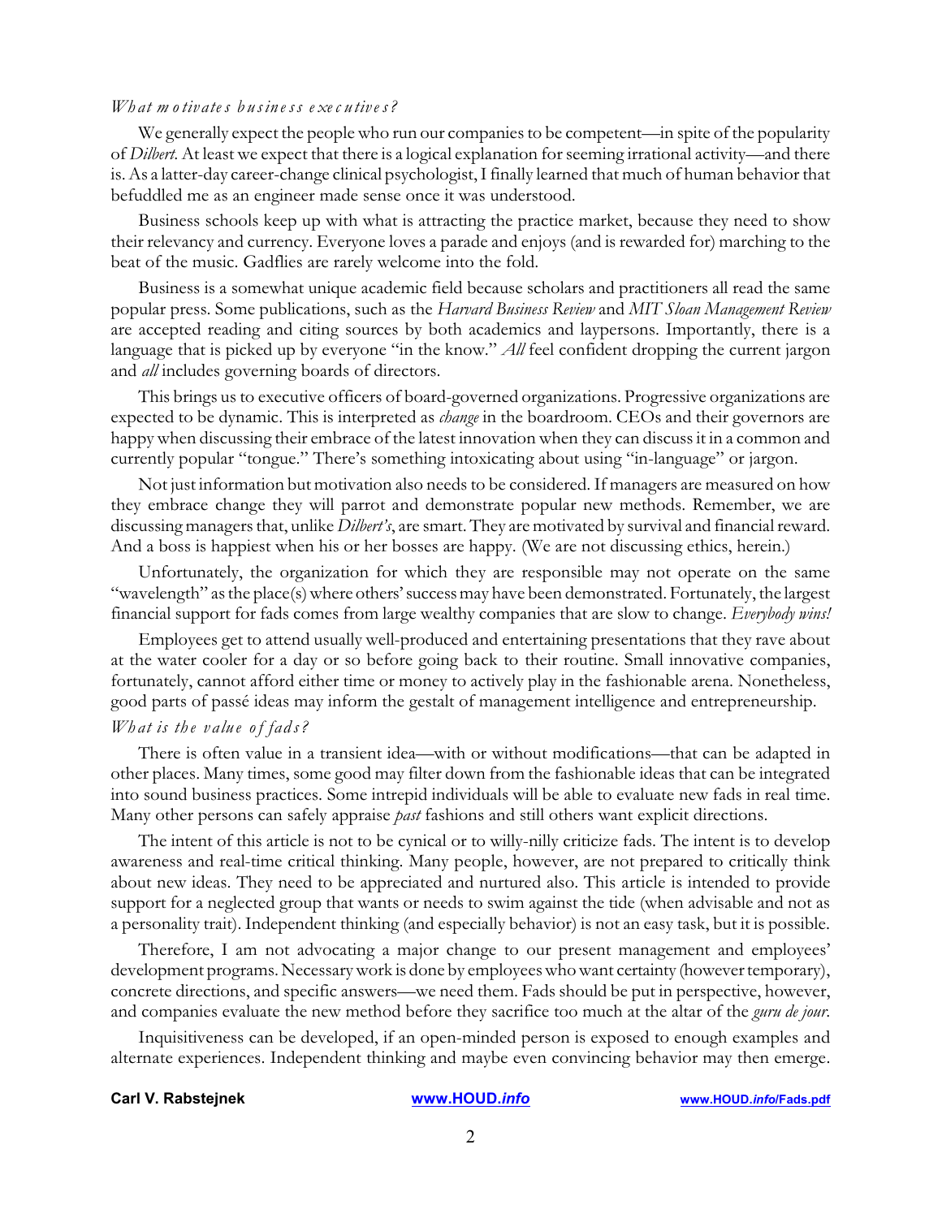*What motivates business executives?*

We generally expect the people who run our companies to be competent—in spite of the popularity of *Dilbert*. At least we expect that there is a logical explanation for seeming irrational activity—and there is. As a latter-day career-change clinical psychologist, I finally learned that much of human behavior that befuddled me as an engineer made sense once it was understood.

Business schools keep up with what is attracting the practice market, because they need to show their relevancy and currency. Everyone loves a parade and enjoys (and is rewarded for) marching to the beat of the music. Gadflies are rarely welcome into the fold.

Business is a somewhat unique academic field because scholars and practitioners all read the same popular press. Some publications, such as the *Harvard Business Review* and *MIT Sloan Management Review* are accepted reading and citing sources by both academics and laypersons. Importantly, there is a language that is picked up by everyone "in the know." *All* feel confident dropping the current jargon and *all* includes governing boards of directors.

This brings us to executive officers of board-governed organizations. Progressive organizations are expected to be dynamic. This is interpreted as *change* in the boardroom. CEOs and their governors are happy when discussing their embrace of the latest innovation when they can discuss it in a common and currently popular "tongue." There's something intoxicating about using "in-language" or jargon.

Not just information but motivation also needs to be considered. If managers are measured on how they embrace change they will parrot and demonstrate popular new methods. Remember, we are discussing managers that, unlike *Dilbert's*, are smart. They are motivated by survival and financial reward. And a boss is happiest when his or her bosses are happy. (We are not discussing ethics, herein.)

Unfortunately, the organization for which they are responsible may not operate on the same "wavelength" as the place(s) where others' success may have been demonstrated. Fortunately, the largest financial support for fads comes from large wealthy companies that are slow to change. *Everybody wins!*

Employees get to attend usually well-produced and entertaining presentations that they rave about at the water cooler for a day or so before going back to their routine. Small innovative companies, fortunately, cannot afford either time or money to actively play in the fashionable arena. Nonetheless, good parts of passé ideas may inform the gestalt of management intelligence and entrepreneurship.

*What is the value of fads?*

There is often value in a transient idea—with or without modifications—that can be adapted in other places. Many times, some good may filter down from the fashionable ideas that can be integrated into sound business practices. Some intrepid individuals will be able to evaluate new fads in real time. Many other persons can safely appraise *past* fashions and still others want explicit directions.

The intent of this article is not to be cynical or to willy-nilly criticize fads. The intent is to develop awareness and real-time critical thinking. Many people, however, are not prepared to critically think about new ideas. They need to be appreciated and nurtured also. This article is intended to provide support for a neglected group that wants or needs to swim against the tide (when advisable and not as a personality trait). Independent thinking (and especially behavior) is not an easy task, but it is possible.

Therefore, I am not advocating a major change to our present management and employees' development programs. Necessary work is done by employees who want certainty (however temporary), concrete directions, and specific answers—we need them. Fads should be put in perspective, however, and companies evaluate the new method before they sacrifice too much at the altar of the *guru de jour*.

Inquisitiveness can be developed, if an open-minded person is exposed to enough examples and alternate experiences. Independent thinking and maybe even convincing behavior may then emerge.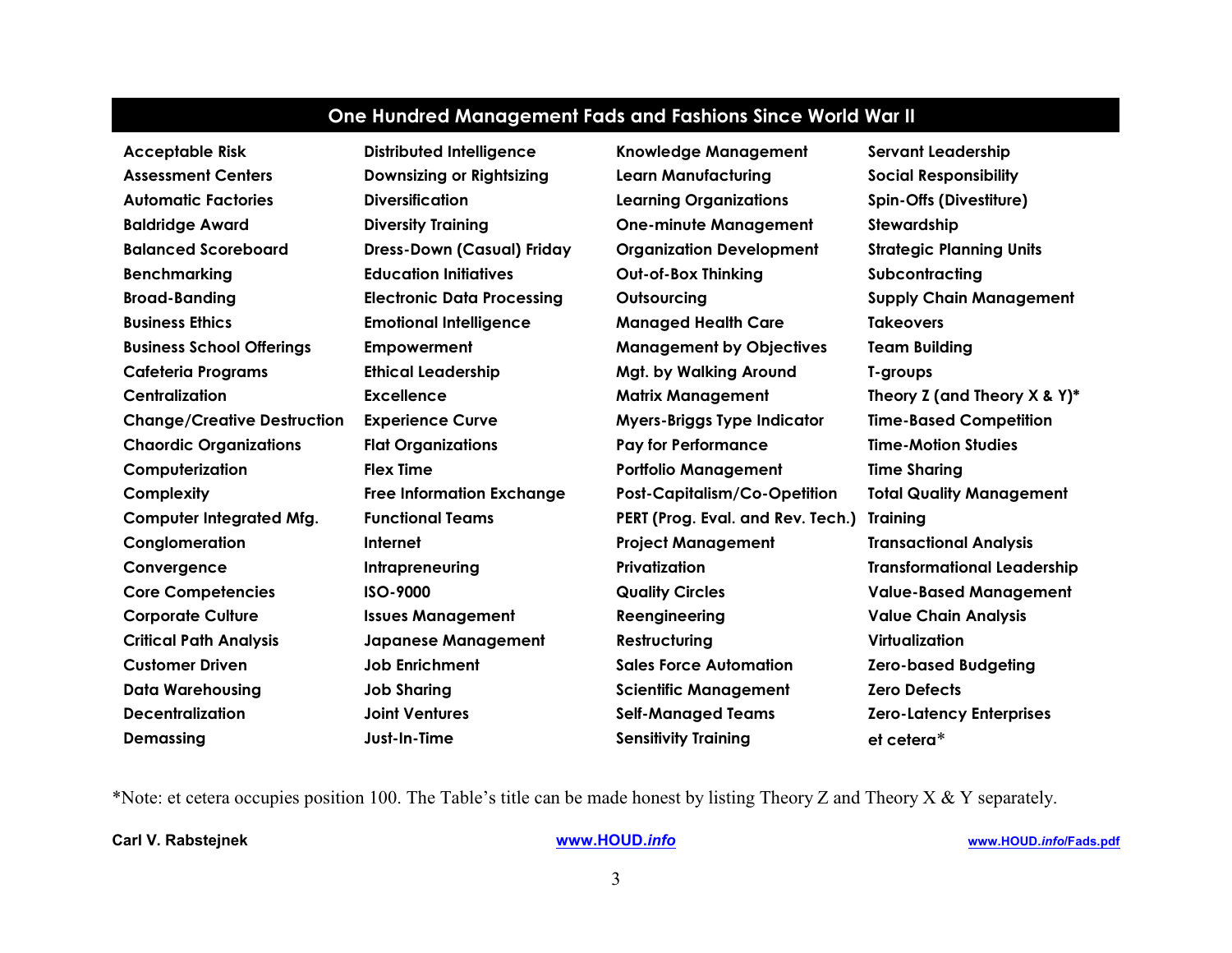| One Hundred Management Fads and Fashions Since World War II | | | |
|---|---|---|---|
| **Acceptable Risk** | **Distributed Intelligence** | **Knowledge Management** | **Servant Leadership** |
| **Assessment Centers** | **Downsizing or Rightsizing** | **Learn Manufacturing** | **Social Responsibility** |
| **Automatic Factories** | **Diversification** | **Learning Organizations** | **Spin-Offs (Divestiture)** |
| **Baldridge Award** | **Diversity Training** | **One-minute Management** | **Stewardship** |
| **Balanced Scoreboard** | **Dress-Down (Casual) Friday** | **Organization Development** | **Strategic Planning Units** |
| **Benchmarking** | **Education Initiatives** | **Out-of-Box Thinking** | **Subcontracting** |
| **Broad-Banding** | **Electronic Data Processing** | **Outsourcing** | **Supply Chain Management** |
| **Business Ethics** | **Emotional Intelligence** | **Managed Health Care** | **Takeovers** |
| **Business School Offerings** | **Empowerment** | **Management by Objectives** | **Team Building** |
| **Cafeteria Programs** | **Ethical Leadership** | **Mgt. by Walking Around** | **T-groups** |
| **Centralization** | **Excellence** | **Matrix Management** | **Theory Z (and Theory X & Y)*** |
| **Change/Creative Destruction** | **Experience Curve** | **Myers-Briggs Type Indicator** | **Time-Based Competition** |
| **Chaordic Organizations** | **Flat Organizations** | **Pay for Performance** | **Time-Motion Studies** |
| **Computerization** | **Flex Time** | **Portfolio Management** | **Time Sharing** |
| **Complexity** | **Free Information Exchange** | **Post-Capitalism/Co-Opetition** | **Total Quality Management** |
| **Computer Integrated Mfg.** | **Functional Teams** | **PERT (Prog. Eval. and Rev. Tech.)** | **Training** |
| **Conglomeration** | **Internet** | **Project Management** | **Transactional Analysis** |
| **Convergence** | **Intrapreneuring** | **Privatization** | **Transformational Leadership** |
| **Core Competencies** | **ISO-9000** | **Quality Circles** | **Value-Based Management** |
| **Corporate Culture** | **Issues Management** | **Reengineering** | **Value Chain Analysis** |
| **Critical Path Analysis** | **Japanese Management** | **Restructuring** | **Virtualization** |
| **Customer Driven** | **Job Enrichment** | **Sales Force Automation** | **Zero-based Budgeting** |
| **Data Warehousing** | **Job Sharing** | **Scientific Management** | **Zero Defects** |
| **Decentralization** | **Joint Ventures** | **Self-Managed Teams** | **Zero-Latency Enterprises** |
| **Demassing** | **Just-In-Time** | **Sensitivity Training** | **et cetera*** |

*Note: et cetera occupies position 100. The Table's title can be made honest by listing Theory Z and Theory X & Y separately.

**Carl V. Rabstejnek** — www.HOUD.*info* — www.HOUD.*info*/Fads.pdf